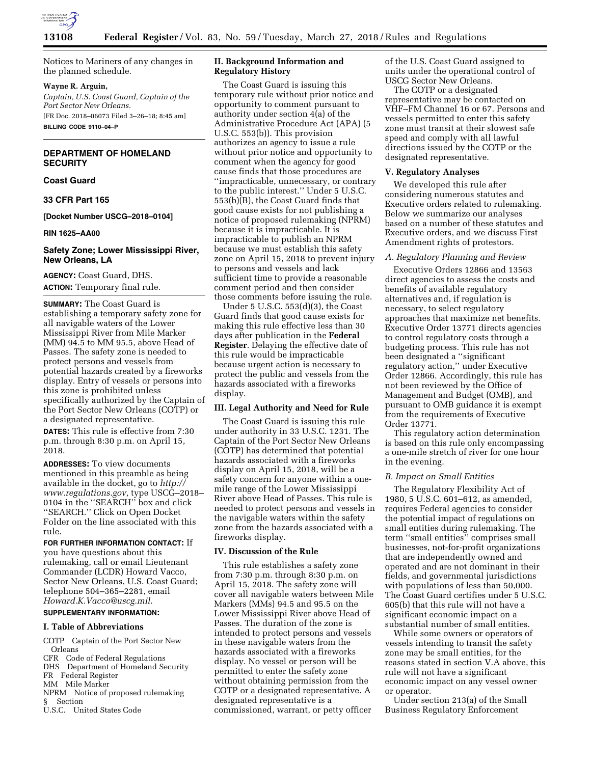Notices to Mariners of any changes in the planned schedule.

**Wayne R. Arguin,**

*Captain, U.S. Coast Guard, Captain of the Port Sector New Orleans.*

[FR Doc. 2018–06073 Filed 3–26–18; 8:45 am]

**BILLING CODE 9110–04–P**

---

## DEPARTMENT OF HOMELAND SECURITY

### Coast Guard

### 33 CFR Part 165

**[Docket Number USCG–2018–0104]**

**RIN 1625–AA00**

## Safety Zone; Lower Mississippi River, New Orleans, LA

**AGENCY:** Coast Guard, DHS.

**ACTION:** Temporary final rule.

**SUMMARY:** The Coast Guard is establishing a temporary safety zone for all navigable waters of the Lower Mississippi River from Mile Marker (MM) 94.5 to MM 95.5, above Head of Passes. The safety zone is needed to protect persons and vessels from potential hazards created by a fireworks display. Entry of vessels or persons into this zone is prohibited unless specifically authorized by the Captain of the Port Sector New Orleans (COTP) or a designated representative.

**DATES:** This rule is effective from 7:30 p.m. through 8:30 p.m. on April 15, 2018.

**ADDRESSES:** To view documents mentioned in this preamble as being available in the docket, go to *http://www.regulations.gov,* type USCG–2018–0104 in the "SEARCH" box and click "SEARCH." Click on Open Docket Folder on the line associated with this rule.

**FOR FURTHER INFORMATION CONTACT:** If you have questions about this rulemaking, call or email Lieutenant Commander (LCDR) Howard Vacco, Sector New Orleans, U.S. Coast Guard; telephone 504–365–2281, email *Howard.K.Vacco@uscg.mil.*

**SUPPLEMENTARY INFORMATION:**

### I. Table of Abbreviations

COTP Captain of the Port Sector New Orleans
CFR Code of Federal Regulations
DHS Department of Homeland Security
FR Federal Register
MM Mile Marker
NPRM Notice of proposed rulemaking
§ Section
U.S.C. United States Code

### II. Background Information and Regulatory History

The Coast Guard is issuing this temporary rule without prior notice and opportunity to comment pursuant to authority under section 4(a) of the Administrative Procedure Act (APA) (5 U.S.C. 553(b)). This provision authorizes an agency to issue a rule without prior notice and opportunity to comment when the agency for good cause finds that those procedures are "impracticable, unnecessary, or contrary to the public interest." Under 5 U.S.C. 553(b)(B), the Coast Guard finds that good cause exists for not publishing a notice of proposed rulemaking (NPRM) because it is impracticable. It is impracticable to publish an NPRM because we must establish this safety zone on April 15, 2018 to prevent injury to persons and vessels and lack sufficient time to provide a reasonable comment period and then consider those comments before issuing the rule.

Under 5 U.S.C. 553(d)(3), the Coast Guard finds that good cause exists for making this rule effective less than 30 days after publication in the **Federal Register**. Delaying the effective date of this rule would be impracticable because urgent action is necessary to protect the public and vessels from the hazards associated with a fireworks display.

### III. Legal Authority and Need for Rule

The Coast Guard is issuing this rule under authority in 33 U.S.C. 1231. The Captain of the Port Sector New Orleans (COTP) has determined that potential hazards associated with a fireworks display on April 15, 2018, will be a safety concern for anyone within a one-mile range of the Lower Mississippi River above Head of Passes. This rule is needed to protect persons and vessels in the navigable waters within the safety zone from the hazards associated with a fireworks display.

### IV. Discussion of the Rule

This rule establishes a safety zone from 7:30 p.m. through 8:30 p.m. on April 15, 2018. The safety zone will cover all navigable waters between Mile Markers (MMs) 94.5 and 95.5 on the Lower Mississippi River above Head of Passes. The duration of the zone is intended to protect persons and vessels in these navigable waters from the hazards associated with a fireworks display. No vessel or person will be permitted to enter the safety zone without obtaining permission from the COTP or a designated representative. A designated representative is a commissioned, warrant, or petty officer of the U.S. Coast Guard assigned to units under the operational control of USCG Sector New Orleans.

The COTP or a designated representative may be contacted on VHF–FM Channel 16 or 67. Persons and vessels permitted to enter this safety zone must transit at their slowest safe speed and comply with all lawful directions issued by the COTP or the designated representative.

### V. Regulatory Analyses

We developed this rule after considering numerous statutes and Executive orders related to rulemaking. Below we summarize our analyses based on a number of these statutes and Executive orders, and we discuss First Amendment rights of protestors.

#### *A. Regulatory Planning and Review*

Executive Orders 12866 and 13563 direct agencies to assess the costs and benefits of available regulatory alternatives and, if regulation is necessary, to select regulatory approaches that maximize net benefits. Executive Order 13771 directs agencies to control regulatory costs through a budgeting process. This rule has not been designated a "significant regulatory action," under Executive Order 12866. Accordingly, this rule has not been reviewed by the Office of Management and Budget (OMB), and pursuant to OMB guidance it is exempt from the requirements of Executive Order 13771.

This regulatory action determination is based on this rule only encompassing a one-mile stretch of river for one hour in the evening.

#### *B. Impact on Small Entities*

The Regulatory Flexibility Act of 1980, 5 U.S.C. 601–612, as amended, requires Federal agencies to consider the potential impact of regulations on small entities during rulemaking. The term "small entities" comprises small businesses, not-for-profit organizations that are independently owned and operated and are not dominant in their fields, and governmental jurisdictions with populations of less than 50,000. The Coast Guard certifies under 5 U.S.C. 605(b) that this rule will not have a significant economic impact on a substantial number of small entities.

While some owners or operators of vessels intending to transit the safety zone may be small entities, for the reasons stated in section V.A above, this rule will not have a significant economic impact on any vessel owner or operator.

Under section 213(a) of the Small Business Regulatory Enforcement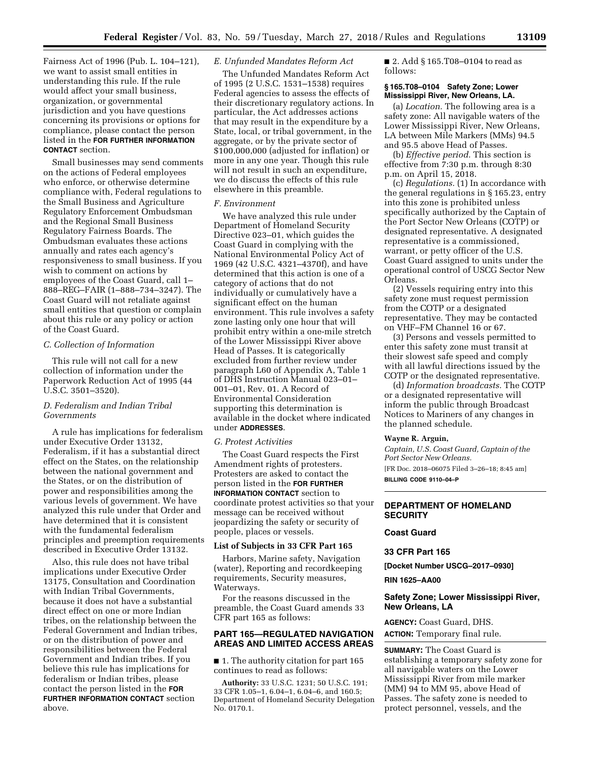Fairness Act of 1996 (Pub. L. 104–121), we want to assist small entities in understanding this rule. If the rule would affect your small business, organization, or governmental jurisdiction and you have questions concerning its provisions or options for compliance, please contact the person listed in the **FOR FURTHER INFORMATION CONTACT** section.

Small businesses may send comments on the actions of Federal employees who enforce, or otherwise determine compliance with, Federal regulations to the Small Business and Agriculture Regulatory Enforcement Ombudsman and the Regional Small Business Regulatory Fairness Boards. The Ombudsman evaluates these actions annually and rates each agency's responsiveness to small business. If you wish to comment on actions by employees of the Coast Guard, call 1–888–REG–FAIR (1–888–734–3247). The Coast Guard will not retaliate against small entities that question or complain about this rule or any policy or action of the Coast Guard.

### *C. Collection of Information*

This rule will not call for a new collection of information under the Paperwork Reduction Act of 1995 (44 U.S.C. 3501–3520).

### *D. Federalism and Indian Tribal Governments*

A rule has implications for federalism under Executive Order 13132, Federalism, if it has a substantial direct effect on the States, on the relationship between the national government and the States, or on the distribution of power and responsibilities among the various levels of government. We have analyzed this rule under that Order and have determined that it is consistent with the fundamental federalism principles and preemption requirements described in Executive Order 13132.

Also, this rule does not have tribal implications under Executive Order 13175, Consultation and Coordination with Indian Tribal Governments, because it does not have a substantial direct effect on one or more Indian tribes, on the relationship between the Federal Government and Indian tribes, or on the distribution of power and responsibilities between the Federal Government and Indian tribes. If you believe this rule has implications for federalism or Indian tribes, please contact the person listed in the **FOR FURTHER INFORMATION CONTACT** section above.

### *E. Unfunded Mandates Reform Act*

The Unfunded Mandates Reform Act of 1995 (2 U.S.C. 1531–1538) requires Federal agencies to assess the effects of their discretionary regulatory actions. In particular, the Act addresses actions that may result in the expenditure by a State, local, or tribal government, in the aggregate, or by the private sector of $100,000,000 (adjusted for inflation) or more in any one year. Though this rule will not result in such an expenditure, we do discuss the effects of this rule elsewhere in this preamble.

### *F. Environment*

We have analyzed this rule under Department of Homeland Security Directive 023–01, which guides the Coast Guard in complying with the National Environmental Policy Act of 1969 (42 U.S.C. 4321–4370f), and have determined that this action is one of a category of actions that do not individually or cumulatively have a significant effect on the human environment. This rule involves a safety zone lasting only one hour that will prohibit entry within a one-mile stretch of the Lower Mississippi River above Head of Passes. It is categorically excluded from further review under paragraph L60 of Appendix A, Table 1 of DHS Instruction Manual 023–01–001–01, Rev. 01. A Record of Environmental Consideration supporting this determination is available in the docket where indicated under **ADDRESSES**.

### *G. Protest Activities*

The Coast Guard respects the First Amendment rights of protesters. Protesters are asked to contact the person listed in the **FOR FURTHER INFORMATION CONTACT** section to coordinate protest activities so that your message can be received without jeopardizing the safety or security of people, places or vessels.

### List of Subjects in 33 CFR Part 165

Harbors, Marine safety, Navigation (water), Reporting and recordkeeping requirements, Security measures, Waterways.

For the reasons discussed in the preamble, the Coast Guard amends 33 CFR part 165 as follows:

## PART 165—REGULATED NAVIGATION AREAS AND LIMITED ACCESS AREAS

■ 1. The authority citation for part 165 continues to read as follows:

**Authority:** 33 U.S.C. 1231; 50 U.S.C. 191; 33 CFR 1.05–1, 6.04–1, 6.04–6, and 160.5; Department of Homeland Security Delegation No. 0170.1.

■ 2. Add § 165.T08–0104 to read as follows:

#### § 165.T08–0104 Safety Zone; Lower Mississippi River, New Orleans, LA.

(a) *Location.* The following area is a safety zone: All navigable waters of the Lower Mississippi River, New Orleans, LA between Mile Markers (MMs) 94.5 and 95.5 above Head of Passes.

(b) *Effective period.* This section is effective from 7:30 p.m. through 8:30 p.m. on April 15, 2018.

(c) *Regulations.* (1) In accordance with the general regulations in § 165.23, entry into this zone is prohibited unless specifically authorized by the Captain of the Port Sector New Orleans (COTP) or designated representative. A designated representative is a commissioned, warrant, or petty officer of the U.S. Coast Guard assigned to units under the operational control of USCG Sector New Orleans.

(2) Vessels requiring entry into this safety zone must request permission from the COTP or a designated representative. They may be contacted on VHF–FM Channel 16 or 67.

(3) Persons and vessels permitted to enter this safety zone must transit at their slowest safe speed and comply with all lawful directions issued by the COTP or the designated representative.

(d) *Information broadcasts.* The COTP or a designated representative will inform the public through Broadcast Notices to Mariners of any changes in the planned schedule.

**Wayne R. Arguin,**

*Captain, U.S. Coast Guard, Captain of the Port Sector New Orleans.*

[FR Doc. 2018–06075 Filed 3–26–18; 8:45 am]

**BILLING CODE 9110–04–P**

---

## DEPARTMENT OF HOMELAND SECURITY

### Coast Guard

### 33 CFR Part 165

**[Docket Number USCG–2017–0930]**

**RIN 1625–AA00**

### Safety Zone; Lower Mississippi River, New Orleans, LA

**AGENCY:** Coast Guard, DHS.

**ACTION:** Temporary final rule.

**SUMMARY:** The Coast Guard is establishing a temporary safety zone for all navigable waters on the Lower Mississippi River from mile marker (MM) 94 to MM 95, above Head of Passes. The safety zone is needed to protect personnel, vessels, and the